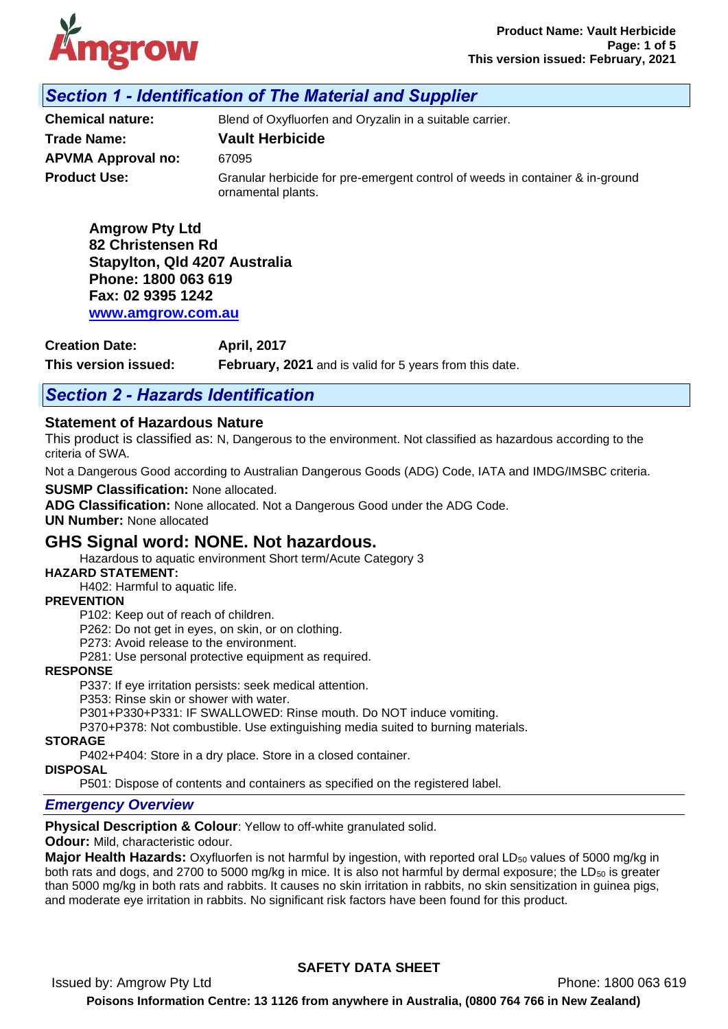## *Section 1 - Identification of The Material and Supplier*

**Chemical nature:** Blend of Oxyfluorfen and Oryzalin in a suitable carrier.

**Trade Name:** **Vault Herbicide**

**APVMA Approval no:** 67095

**Product Use:** Granular herbicide for pre-emergent control of weeds in container & in-ground ornamental plants.

**Amgrow Pty Ltd**
**82 Christensen Rd**
**Stapylton, Qld 4207 Australia**
**Phone: 1800 063 619**
**Fax: 02 9395 1242**
**www.amgrow.com.au**

**Creation Date:** **April, 2017**

**This version issued:** **February, 2021** and is valid for 5 years from this date.

## *Section 2 - Hazards Identification*

### Statement of Hazardous Nature

This product is classified as: N, Dangerous to the environment. Not classified as hazardous according to the criteria of SWA.

Not a Dangerous Good according to Australian Dangerous Goods (ADG) Code, IATA and IMDG/IMSBC criteria.

**SUSMP Classification:** None allocated.
**ADG Classification:** None allocated. Not a Dangerous Good under the ADG Code.
**UN Number:** None allocated

### GHS Signal word: NONE. Not hazardous.

Hazardous to aquatic environment Short term/Acute Category 3

**HAZARD STATEMENT:**

H402: Harmful to aquatic life.

**PREVENTION**

P102: Keep out of reach of children.
P262: Do not get in eyes, on skin, or on clothing.
P273: Avoid release to the environment.
P281: Use personal protective equipment as required.

**RESPONSE**

P337: If eye irritation persists: seek medical attention.
P353: Rinse skin or shower with water.
P301+P330+P331: IF SWALLOWED: Rinse mouth. Do NOT induce vomiting.
P370+P378: Not combustible. Use extinguishing media suited to burning materials.

**STORAGE**

P402+P404: Store in a dry place. Store in a closed container.

**DISPOSAL**

P501: Dispose of contents and containers as specified on the registered label.

### *Emergency Overview*

**Physical Description & Colour**: Yellow to off-white granulated solid.

**Odour:** Mild, characteristic odour.

**Major Health Hazards:** Oxyfluorfen is not harmful by ingestion, with reported oral $LD_{50}$ values of 5000 mg/kg in both rats and dogs, and 2700 to 5000 mg/kg in mice. It is also not harmful by dermal exposure; the $LD_{50}$ is greater than 5000 mg/kg in both rats and rabbits. It causes no skin irritation in rabbits, no skin sensitization in guinea pigs, and moderate eye irritation in rabbits. No significant risk factors have been found for this product.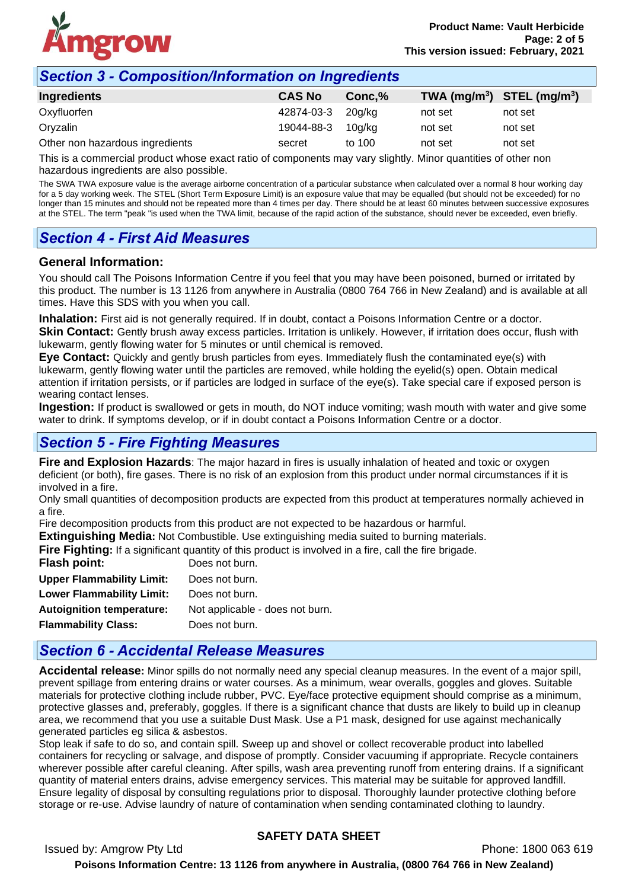## Section 3 - Composition/Information on Ingredients

| Ingredients | CAS No | Conc,% | TWA ($mg/m^3$) | STEL ($mg/m^3$) |
|---|---|---|---|---|
| Oxyfluorfen | 42874-03-3 | 20g/kg | not set | not set |
| Oryzalin | 19044-88-3 | 10g/kg | not set | not set |
| Other non hazardous ingredients | secret | to 100 | not set | not set |

This is a commercial product whose exact ratio of components may vary slightly. Minor quantities of other non hazardous ingredients are also possible.

The SWA TWA exposure value is the average airborne concentration of a particular substance when calculated over a normal 8 hour working day for a 5 day working week. The STEL (Short Term Exposure Limit) is an exposure value that may be equalled (but should not be exceeded) for no longer than 15 minutes and should not be repeated more than 4 times per day. There should be at least 60 minutes between successive exposures at the STEL. The term "peak "is used when the TWA limit, because of the rapid action of the substance, should never be exceeded, even briefly.

## Section 4 - First Aid Measures

### General Information:

You should call The Poisons Information Centre if you feel that you may have been poisoned, burned or irritated by this product. The number is 13 1126 from anywhere in Australia (0800 764 766 in New Zealand) and is available at all times. Have this SDS with you when you call.

**Inhalation:** First aid is not generally required. If in doubt, contact a Poisons Information Centre or a doctor.
**Skin Contact:** Gently brush away excess particles. Irritation is unlikely. However, if irritation does occur, flush with lukewarm, gently flowing water for 5 minutes or until chemical is removed.
**Eye Contact:** Quickly and gently brush particles from eyes. Immediately flush the contaminated eye(s) with lukewarm, gently flowing water until the particles are removed, while holding the eyelid(s) open. Obtain medical attention if irritation persists, or if particles are lodged in surface of the eye(s). Take special care if exposed person is wearing contact lenses.
**Ingestion:** If product is swallowed or gets in mouth, do NOT induce vomiting; wash mouth with water and give some water to drink. If symptoms develop, or if in doubt contact a Poisons Information Centre or a doctor.

## Section 5 - Fire Fighting Measures

**Fire and Explosion Hazards**: The major hazard in fires is usually inhalation of heated and toxic or oxygen deficient (or both), fire gases. There is no risk of an explosion from this product under normal circumstances if it is involved in a fire.
Only small quantities of decomposition products are expected from this product at temperatures normally achieved in a fire.
Fire decomposition products from this product are not expected to be hazardous or harmful.
**Extinguishing Media:** Not Combustible. Use extinguishing media suited to burning materials.
**Fire Fighting:** If a significant quantity of this product is involved in a fire, call the fire brigade.

**Flash point:** Does not burn.
**Upper Flammability Limit:** Does not burn.
**Lower Flammability Limit:** Does not burn.
**Autoignition temperature:** Not applicable - does not burn.
**Flammability Class:** Does not burn.

## Section 6 - Accidental Release Measures

**Accidental release:** Minor spills do not normally need any special cleanup measures. In the event of a major spill, prevent spillage from entering drains or water courses. As a minimum, wear overalls, goggles and gloves. Suitable materials for protective clothing include rubber, PVC. Eye/face protective equipment should comprise as a minimum, protective glasses and, preferably, goggles. If there is a significant chance that dusts are likely to build up in cleanup area, we recommend that you use a suitable Dust Mask. Use a P1 mask, designed for use against mechanically generated particles eg silica & asbestos.
Stop leak if safe to do so, and contain spill. Sweep up and shovel or collect recoverable product into labelled containers for recycling or salvage, and dispose of promptly. Consider vacuuming if appropriate. Recycle containers wherever possible after careful cleaning. After spills, wash area preventing runoff from entering drains. If a significant quantity of material enters drains, advise emergency services. This material may be suitable for approved landfill. Ensure legality of disposal by consulting regulations prior to disposal. Thoroughly launder protective clothing before storage or re-use. Advise laundry of nature of contamination when sending contaminated clothing to laundry.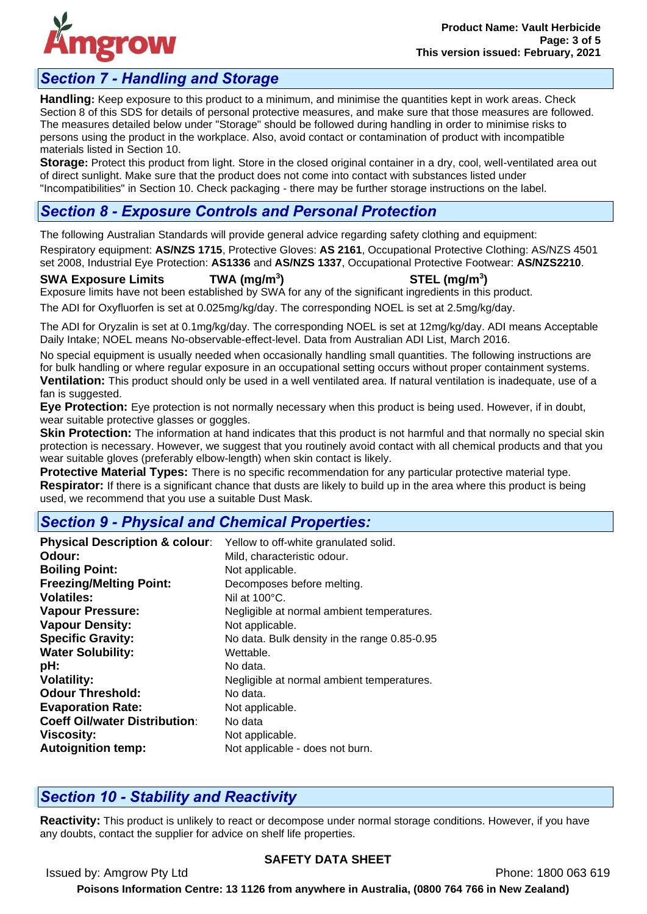## Section 7 - Handling and Storage

**Handling:** Keep exposure to this product to a minimum, and minimise the quantities kept in work areas. Check Section 8 of this SDS for details of personal protective measures, and make sure that those measures are followed. The measures detailed below under "Storage" should be followed during handling in order to minimise risks to persons using the product in the workplace. Also, avoid contact or contamination of product with incompatible materials listed in Section 10.

**Storage:** Protect this product from light. Store in the closed original container in a dry, cool, well-ventilated area out of direct sunlight. Make sure that the product does not come into contact with substances listed under "Incompatibilities" in Section 10. Check packaging - there may be further storage instructions on the label.

## Section 8 - Exposure Controls and Personal Protection

The following Australian Standards will provide general advice regarding safety clothing and equipment:

Respiratory equipment: **AS/NZS 1715**, Protective Gloves: **AS 2161**, Occupational Protective Clothing: AS/NZS 4501 set 2008, Industrial Eye Protection: **AS1336** and **AS/NZS 1337**, Occupational Protective Footwear: **AS/NZS2210**.

| SWA Exposure Limits | TWA (mg/m$^3$) | STEL (mg/m$^3$) |
|---|---|---|

Exposure limits have not been established by SWA for any of the significant ingredients in this product.

The ADI for Oxyfluorfen is set at 0.025mg/kg/day. The corresponding NOEL is set at 2.5mg/kg/day.

The ADI for Oryzalin is set at 0.1mg/kg/day. The corresponding NOEL is set at 12mg/kg/day. ADI means Acceptable Daily Intake; NOEL means No-observable-effect-level. Data from Australian ADI List, March 2016.

No special equipment is usually needed when occasionally handling small quantities. The following instructions are for bulk handling or where regular exposure in an occupational setting occurs without proper containment systems.

**Ventilation:** This product should only be used in a well ventilated area. If natural ventilation is inadequate, use of a fan is suggested.

**Eye Protection:** Eye protection is not normally necessary when this product is being used. However, if in doubt, wear suitable protective glasses or goggles.

**Skin Protection:** The information at hand indicates that this product is not harmful and that normally no special skin protection is necessary. However, we suggest that you routinely avoid contact with all chemical products and that you wear suitable gloves (preferably elbow-length) when skin contact is likely.

**Protective Material Types:** There is no specific recommendation for any particular protective material type.

**Respirator:** If there is a significant chance that dusts are likely to build up in the area where this product is being used, we recommend that you use a suitable Dust Mask.

## Section 9 - Physical and Chemical Properties:

| | |
|---|---|
| **Physical Description & colour**: | Yellow to off-white granulated solid. |
| **Odour:** | Mild, characteristic odour. |
| **Boiling Point:** | Not applicable. |
| **Freezing/Melting Point:** | Decomposes before melting. |
| **Volatiles:** | Nil at 100°C. |
| **Vapour Pressure:** | Negligible at normal ambient temperatures. |
| **Vapour Density:** | Not applicable. |
| **Specific Gravity:** | No data. Bulk density in the range 0.85-0.95 |
| **Water Solubility:** | Wettable. |
| **pH:** | No data. |
| **Volatility:** | Negligible at normal ambient temperatures. |
| **Odour Threshold:** | No data. |
| **Evaporation Rate:** | Not applicable. |
| **Coeff Oil/water Distribution**: | No data |
| **Viscosity:** | Not applicable. |
| **Autoignition temp:** | Not applicable - does not burn. |

## Section 10 - Stability and Reactivity

**Reactivity:** This product is unlikely to react or decompose under normal storage conditions. However, if you have any doubts, contact the supplier for advice on shelf life properties.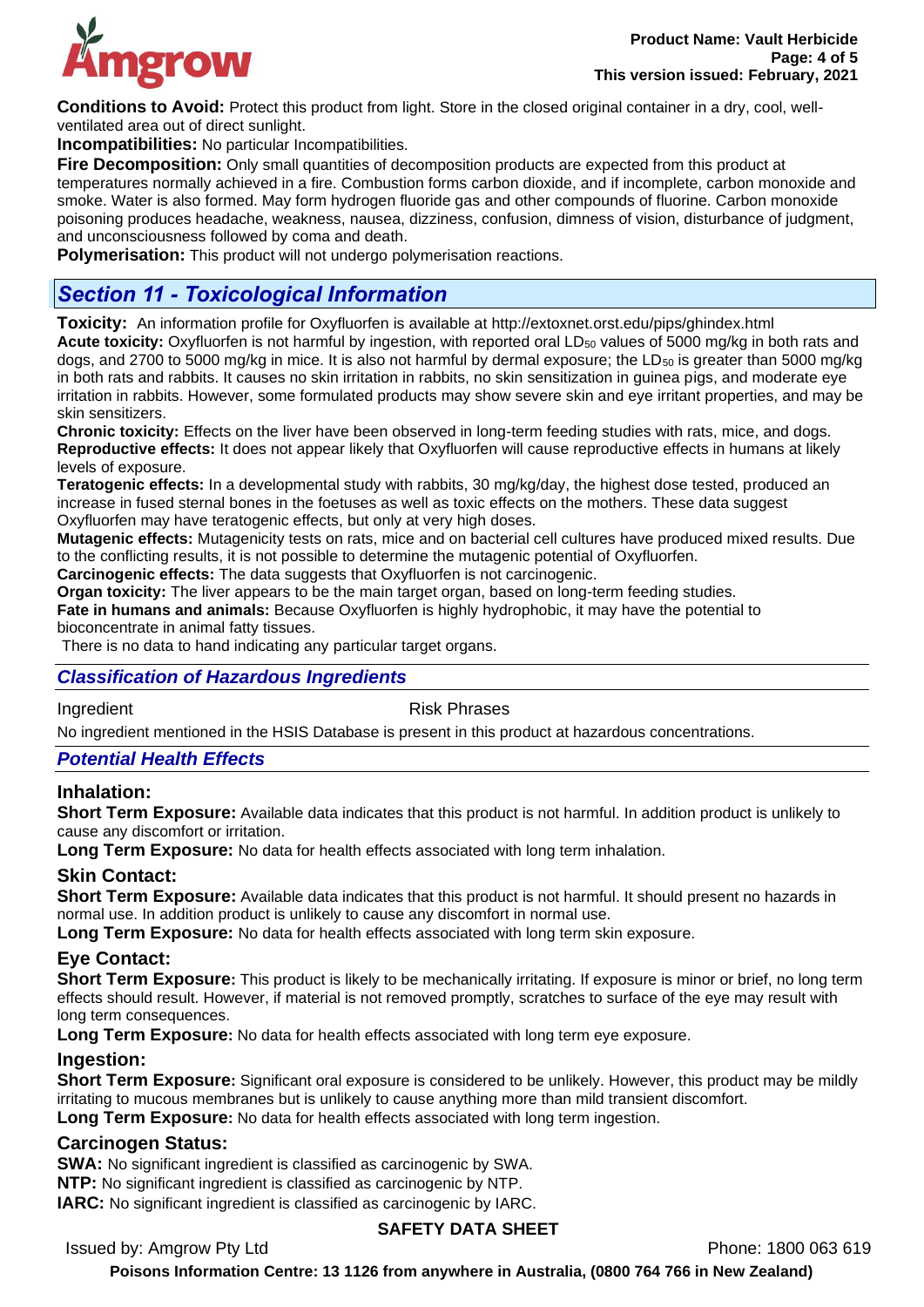**Conditions to Avoid:** Protect this product from light. Store in the closed original container in a dry, cool, well-ventilated area out of direct sunlight.

**Incompatibilities:** No particular Incompatibilities.

**Fire Decomposition:** Only small quantities of decomposition products are expected from this product at temperatures normally achieved in a fire. Combustion forms carbon dioxide, and if incomplete, carbon monoxide and smoke. Water is also formed. May form hydrogen fluoride gas and other compounds of fluorine. Carbon monoxide poisoning produces headache, weakness, nausea, dizziness, confusion, dimness of vision, disturbance of judgment, and unconsciousness followed by coma and death.

**Polymerisation:** This product will not undergo polymerisation reactions.

## *Section 11 - Toxicological Information*

**Toxicity:** An information profile for Oxyfluorfen is available at http://extoxnet.orst.edu/pips/ghindex.html

**Acute toxicity:** Oxyfluorfen is not harmful by ingestion, with reported oral $LD_{50}$ values of 5000 mg/kg in both rats and dogs, and 2700 to 5000 mg/kg in mice. It is also not harmful by dermal exposure; the $LD_{50}$ is greater than 5000 mg/kg in both rats and rabbits. It causes no skin irritation in rabbits, no skin sensitization in guinea pigs, and moderate eye irritation in rabbits. However, some formulated products may show severe skin and eye irritant properties, and may be skin sensitizers.

**Chronic toxicity:** Effects on the liver have been observed in long-term feeding studies with rats, mice, and dogs.

**Reproductive effects:** It does not appear likely that Oxyfluorfen will cause reproductive effects in humans at likely levels of exposure.

**Teratogenic effects:** In a developmental study with rabbits, 30 mg/kg/day, the highest dose tested, produced an increase in fused sternal bones in the foetuses as well as toxic effects on the mothers. These data suggest Oxyfluorfen may have teratogenic effects, but only at very high doses.

**Mutagenic effects:** Mutagenicity tests on rats, mice and on bacterial cell cultures have produced mixed results. Due to the conflicting results, it is not possible to determine the mutagenic potential of Oxyfluorfen.

**Carcinogenic effects:** The data suggests that Oxyfluorfen is not carcinogenic.

**Organ toxicity:** The liver appears to be the main target organ, based on long-term feeding studies.

**Fate in humans and animals:** Because Oxyfluorfen is highly hydrophobic, it may have the potential to bioconcentrate in animal fatty tissues.

There is no data to hand indicating any particular target organs.

### *Classification of Hazardous Ingredients*

| Ingredient | Risk Phrases |
|---|---|

No ingredient mentioned in the HSIS Database is present in this product at hazardous concentrations.

### *Potential Health Effects*

#### Inhalation:

**Short Term Exposure:** Available data indicates that this product is not harmful. In addition product is unlikely to cause any discomfort or irritation.

**Long Term Exposure:** No data for health effects associated with long term inhalation.

#### Skin Contact:

**Short Term Exposure:** Available data indicates that this product is not harmful. It should present no hazards in normal use. In addition product is unlikely to cause any discomfort in normal use.

**Long Term Exposure:** No data for health effects associated with long term skin exposure.

#### Eye Contact:

**Short Term Exposure:** This product is likely to be mechanically irritating. If exposure is minor or brief, no long term effects should result. However, if material is not removed promptly, scratches to surface of the eye may result with long term consequences.

**Long Term Exposure:** No data for health effects associated with long term eye exposure.

#### Ingestion:

**Short Term Exposure:** Significant oral exposure is considered to be unlikely. However, this product may be mildly irritating to mucous membranes but is unlikely to cause anything more than mild transient discomfort.

**Long Term Exposure:** No data for health effects associated with long term ingestion.

#### Carcinogen Status:

**SWA:** No significant ingredient is classified as carcinogenic by SWA.

**NTP:** No significant ingredient is classified as carcinogenic by NTP.

**IARC:** No significant ingredient is classified as carcinogenic by IARC.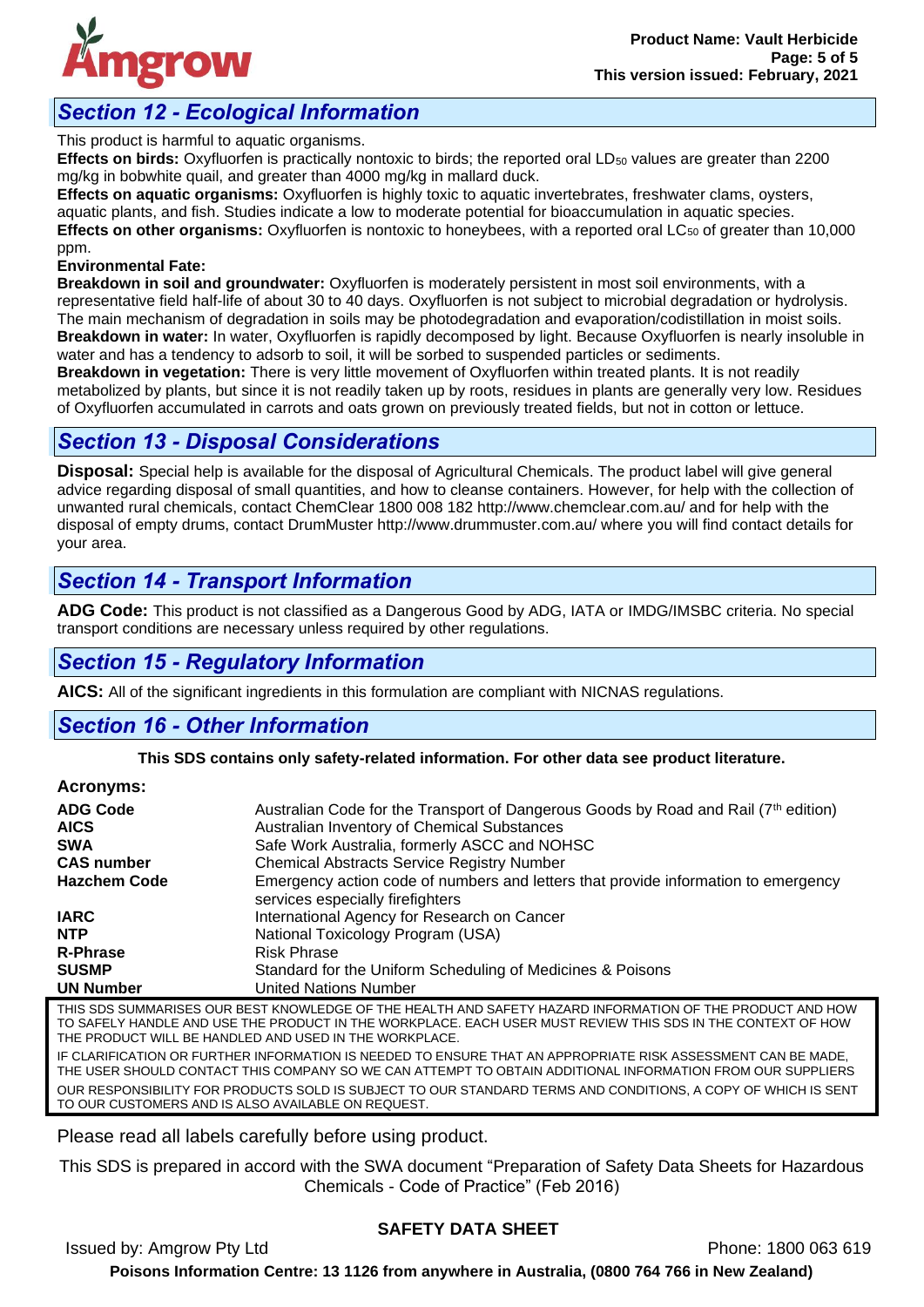## *Section 12 - Ecological Information*

This product is harmful to aquatic organisms.

**Effects on birds:** Oxyfluorfen is practically nontoxic to birds; the reported oral $LD_{50}$ values are greater than 2200 mg/kg in bobwhite quail, and greater than 4000 mg/kg in mallard duck.

**Effects on aquatic organisms:** Oxyfluorfen is highly toxic to aquatic invertebrates, freshwater clams, oysters, aquatic plants, and fish. Studies indicate a low to moderate potential for bioaccumulation in aquatic species.

**Effects on other organisms:** Oxyfluorfen is nontoxic to honeybees, with a reported oral $LC_{50}$ of greater than 10,000 ppm.

**Environmental Fate:**

**Breakdown in soil and groundwater:** Oxyfluorfen is moderately persistent in most soil environments, with a representative field half-life of about 30 to 40 days. Oxyfluorfen is not subject to microbial degradation or hydrolysis. The main mechanism of degradation in soils may be photodegradation and evaporation/codistillation in moist soils.

**Breakdown in water:** In water, Oxyfluorfen is rapidly decomposed by light. Because Oxyfluorfen is nearly insoluble in water and has a tendency to adsorb to soil, it will be sorbed to suspended particles or sediments.

**Breakdown in vegetation:** There is very little movement of Oxyfluorfen within treated plants. It is not readily metabolized by plants, but since it is not readily taken up by roots, residues in plants are generally very low. Residues of Oxyfluorfen accumulated in carrots and oats grown on previously treated fields, but not in cotton or lettuce.

## *Section 13 - Disposal Considerations*

**Disposal:** Special help is available for the disposal of Agricultural Chemicals. The product label will give general advice regarding disposal of small quantities, and how to cleanse containers. However, for help with the collection of unwanted rural chemicals, contact ChemClear 1800 008 182 http://www.chemclear.com.au/ and for help with the disposal of empty drums, contact DrumMuster http://www.drummuster.com.au/ where you will find contact details for your area.

## *Section 14 - Transport Information*

**ADG Code:** This product is not classified as a Dangerous Good by ADG, IATA or IMDG/IMSBC criteria. No special transport conditions are necessary unless required by other regulations.

## *Section 15 - Regulatory Information*

**AICS:** All of the significant ingredients in this formulation are compliant with NICNAS regulations.

## *Section 16 - Other Information*

**This SDS contains only safety-related information. For other data see product literature.**

**Acronyms:**

| | |
|---|---|
| **ADG Code** | Australian Code for the Transport of Dangerous Goods by Road and Rail (7th edition) |
| **AICS** | Australian Inventory of Chemical Substances |
| **SWA** | Safe Work Australia, formerly ASCC and NOHSC |
| **CAS number** | Chemical Abstracts Service Registry Number |
| **Hazchem Code** | Emergency action code of numbers and letters that provide information to emergency services especially firefighters |
| **IARC** | International Agency for Research on Cancer |
| **NTP** | National Toxicology Program (USA) |
| **R-Phrase** | Risk Phrase |
| **SUSMP** | Standard for the Uniform Scheduling of Medicines & Poisons |
| **UN Number** | United Nations Number |

THIS SDS SUMMARISES OUR BEST KNOWLEDGE OF THE HEALTH AND SAFETY HAZARD INFORMATION OF THE PRODUCT AND HOW TO SAFELY HANDLE AND USE THE PRODUCT IN THE WORKPLACE. EACH USER MUST REVIEW THIS SDS IN THE CONTEXT OF HOW THE PRODUCT WILL BE HANDLED AND USED IN THE WORKPLACE.

IF CLARIFICATION OR FURTHER INFORMATION IS NEEDED TO ENSURE THAT AN APPROPRIATE RISK ASSESSMENT CAN BE MADE, THE USER SHOULD CONTACT THIS COMPANY SO WE CAN ATTEMPT TO OBTAIN ADDITIONAL INFORMATION FROM OUR SUPPLIERS

OUR RESPONSIBILITY FOR PRODUCTS SOLD IS SUBJECT TO OUR STANDARD TERMS AND CONDITIONS, A COPY OF WHICH IS SENT TO OUR CUSTOMERS AND IS ALSO AVAILABLE ON REQUEST.

Please read all labels carefully before using product.

This SDS is prepared in accord with the SWA document "Preparation of Safety Data Sheets for Hazardous Chemicals - Code of Practice" (Feb 2016)